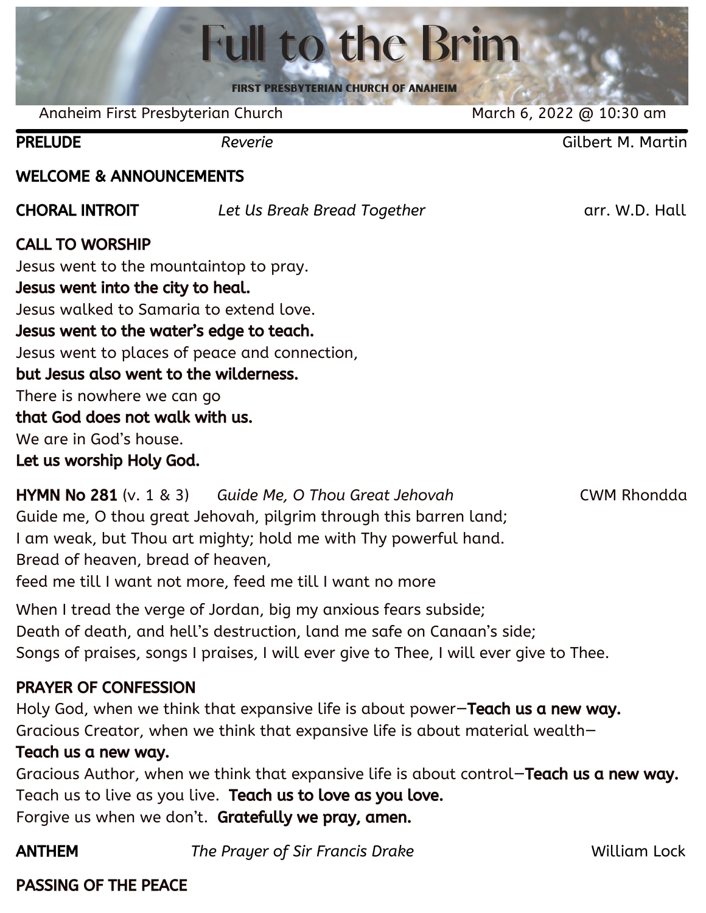# Full to the Brim

**FIRST PRESBYTERIAN CHURCH OF ANAHEIM**

Anaheim First Presbyterian Church — March 6, 2022 @ 10:30 am

**PRELUDE** — *Reverie* — Gilbert M. Martin

**WELCOME & ANNOUNCEMENTS**

**CHORAL INTROIT** — *Let Us Break Bread Together* — arr. W.D. Hall

**CALL TO WORSHIP**

Jesus went to the mountaintop to pray.
**Jesus went into the city to heal.**
Jesus walked to Samaria to extend love.
**Jesus went to the water's edge to teach.**
Jesus went to places of peace and connection,
**but Jesus also went to the wilderness.**
There is nowhere we can go
**that God does not walk with us.**
We are in God's house.
**Let us worship Holy God.**

**HYMN No 281** (v. 1 & 3) — *Guide Me, O Thou Great Jehovah* — CWM Rhondda

Guide me, O thou great Jehovah, pilgrim through this barren land;
I am weak, but Thou art mighty; hold me with Thy powerful hand.
Bread of heaven, bread of heaven,
feed me till I want not more, feed me till I want no more

When I tread the verge of Jordan, big my anxious fears subside;
Death of death, and hell's destruction, land me safe on Canaan's side;
Songs of praises, songs I praises, I will ever give to Thee, I will ever give to Thee.

**PRAYER OF CONFESSION**

Holy God, when we think that expansive life is about power—**Teach us a new way.**
Gracious Creator, when we think that expansive life is about material wealth—
**Teach us a new way.**
Gracious Author, when we think that expansive life is about control—**Teach us a new way.**
Teach us to live as you live. **Teach us to love as you love.**
Forgive us when we don't. **Gratefully we pray, amen.**

**ANTHEM** — *The Prayer of Sir Francis Drake* — William Lock

**PASSING OF THE PEACE**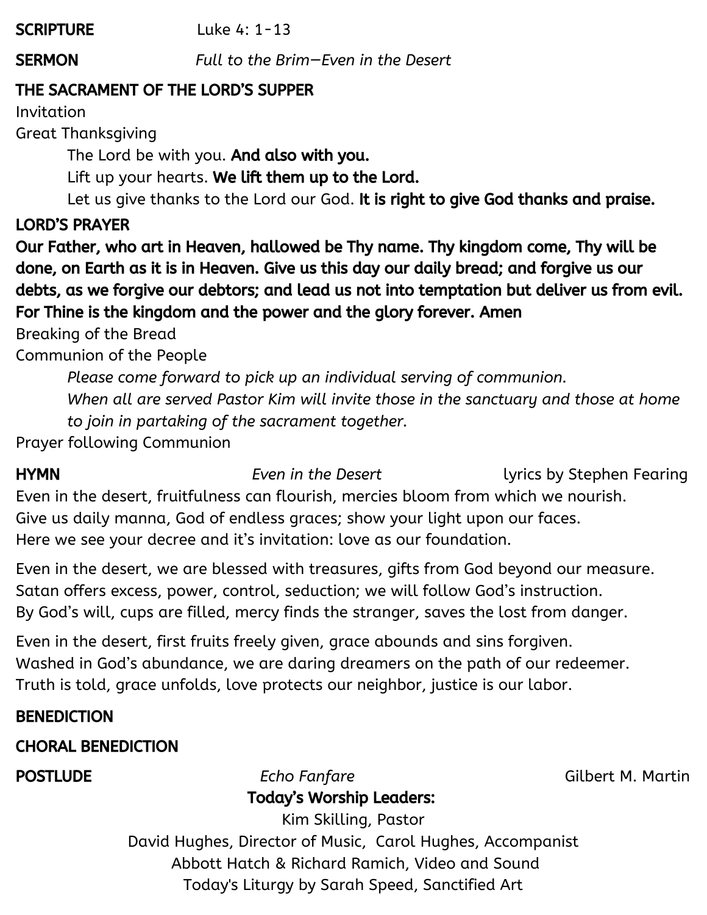**SCRIPTURE** Luke 4: 1-13

**SERMON** *Full to the Brim—Even in the Desert*

**THE SACRAMENT OF THE LORD'S SUPPER**

Invitation

Great Thanksgiving

The Lord be with you. **And also with you.**

Lift up your hearts. **We lift them up to the Lord.**

Let us give thanks to the Lord our God. **It is right to give God thanks and praise.**

**LORD'S PRAYER**

**Our Father, who art in Heaven, hallowed be Thy name. Thy kingdom come, Thy will be done, on Earth as it is in Heaven. Give us this day our daily bread; and forgive us our debts, as we forgive our debtors; and lead us not into temptation but deliver us from evil. For Thine is the kingdom and the power and the glory forever. Amen**

Breaking of the Bread

Communion of the People

*Please come forward to pick up an individual serving of communion.*
*When all are served Pastor Kim will invite those in the sanctuary and those at home to join in partaking of the sacrament together.*

Prayer following Communion

**HYMN** *Even in the Desert* lyrics by Stephen Fearing

Even in the desert, fruitfulness can flourish, mercies bloom from which we nourish.
Give us daily manna, God of endless graces; show your light upon our faces.
Here we see your decree and it's invitation: love as our foundation.

Even in the desert, we are blessed with treasures, gifts from God beyond our measure.
Satan offers excess, power, control, seduction; we will follow God's instruction.
By God's will, cups are filled, mercy finds the stranger, saves the lost from danger.

Even in the desert, first fruits freely given, grace abounds and sins forgiven.
Washed in God's abundance, we are daring dreamers on the path of our redeemer.
Truth is told, grace unfolds, love protects our neighbor, justice is our labor.

**BENEDICTION**

**CHORAL BENEDICTION**

**POSTLUDE** *Echo Fanfare* Gilbert M. Martin

**Today's Worship Leaders:**

Kim Skilling, Pastor
David Hughes, Director of Music, Carol Hughes, Accompanist
Abbott Hatch & Richard Ramich, Video and Sound
Today's Liturgy by Sarah Speed, Sanctified Art